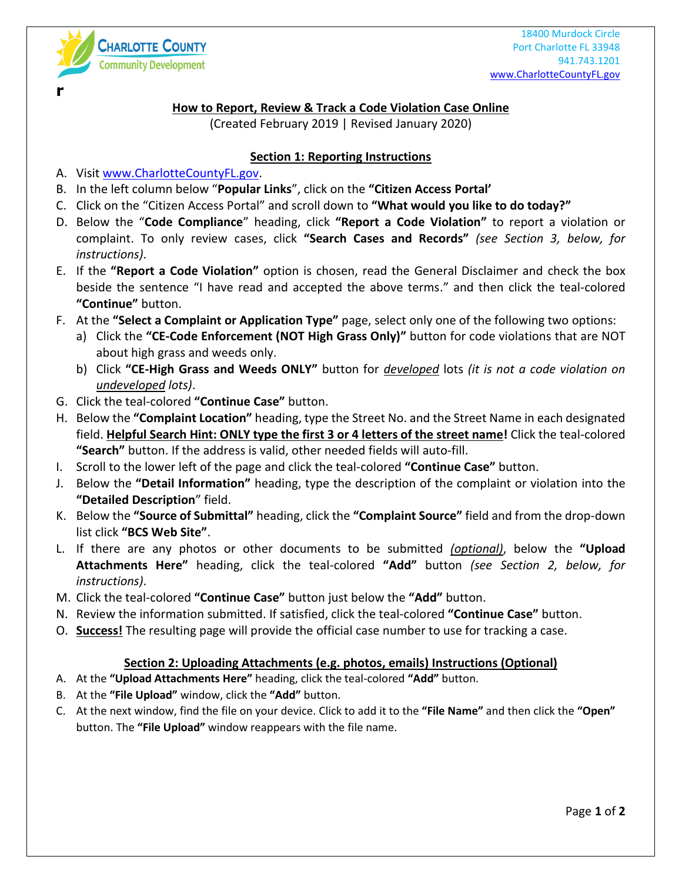Charlotte County Community Development

18400 Murdock Circle
Port Charlotte FL 33948
941.743.1201
www.CharlotteCountyFL.gov

r

# How to Report, Review & Track a Code Violation Case Online

(Created February 2019 | Revised January 2020)

## Section 1: Reporting Instructions

A. Visit www.CharlotteCountyFL.gov.

B. In the left column below "**Popular Links**", click on the **"Citizen Access Portal'**

C. Click on the "Citizen Access Portal" and scroll down to **"What would you like to do today?"**

D. Below the "**Code Compliance**" heading, click **"Report a Code Violation"** to report a violation or complaint. To only review cases, click **"Search Cases and Records"** *(see Section 3, below, for instructions)*.

E. If the **"Report a Code Violation"** option is chosen, read the General Disclaimer and check the box beside the sentence "I have read and accepted the above terms." and then click the teal-colored **"Continue"** button.

F. At the **"Select a Complaint or Application Type"** page, select only one of the following two options:

   a) Click the **"CE-Code Enforcement (NOT High Grass Only)"** button for code violations that are NOT about high grass and weeds only.

   b) Click **"CE-High Grass and Weeds ONLY"** button for *developed* lots *(it is not a code violation on undeveloped lots)*.

G. Click the teal-colored **"Continue Case"** button.

H. Below the **"Complaint Location"** heading, type the Street No. and the Street Name in each designated field. **Helpful Search Hint: ONLY type the first 3 or 4 letters of the street name!** Click the teal-colored **"Search"** button. If the address is valid, other needed fields will auto-fill.

I. Scroll to the lower left of the page and click the teal-colored **"Continue Case"** button.

J. Below the **"Detail Information"** heading, type the description of the complaint or violation into the **"Detailed Description**" field.

K. Below the **"Source of Submittal"** heading, click the **"Complaint Source"** field and from the drop-down list click **"BCS Web Site"**.

L. If there are any photos or other documents to be submitted *(optional)*, below the **"Upload Attachments Here"** heading, click the teal-colored **"Add"** button *(see Section 2, below, for instructions)*.

M. Click the teal-colored **"Continue Case"** button just below the **"Add"** button.

N. Review the information submitted. If satisfied, click the teal-colored **"Continue Case"** button.

O. **Success!** The resulting page will provide the official case number to use for tracking a case.

## Section 2: Uploading Attachments (e.g. photos, emails) Instructions (Optional)

A. At the **"Upload Attachments Here"** heading, click the teal-colored **"Add"** button.

B. At the **"File Upload"** window, click the **"Add"** button.

C. At the next window, find the file on your device. Click to add it to the **"File Name"** and then click the **"Open"** button. The **"File Upload"** window reappears with the file name.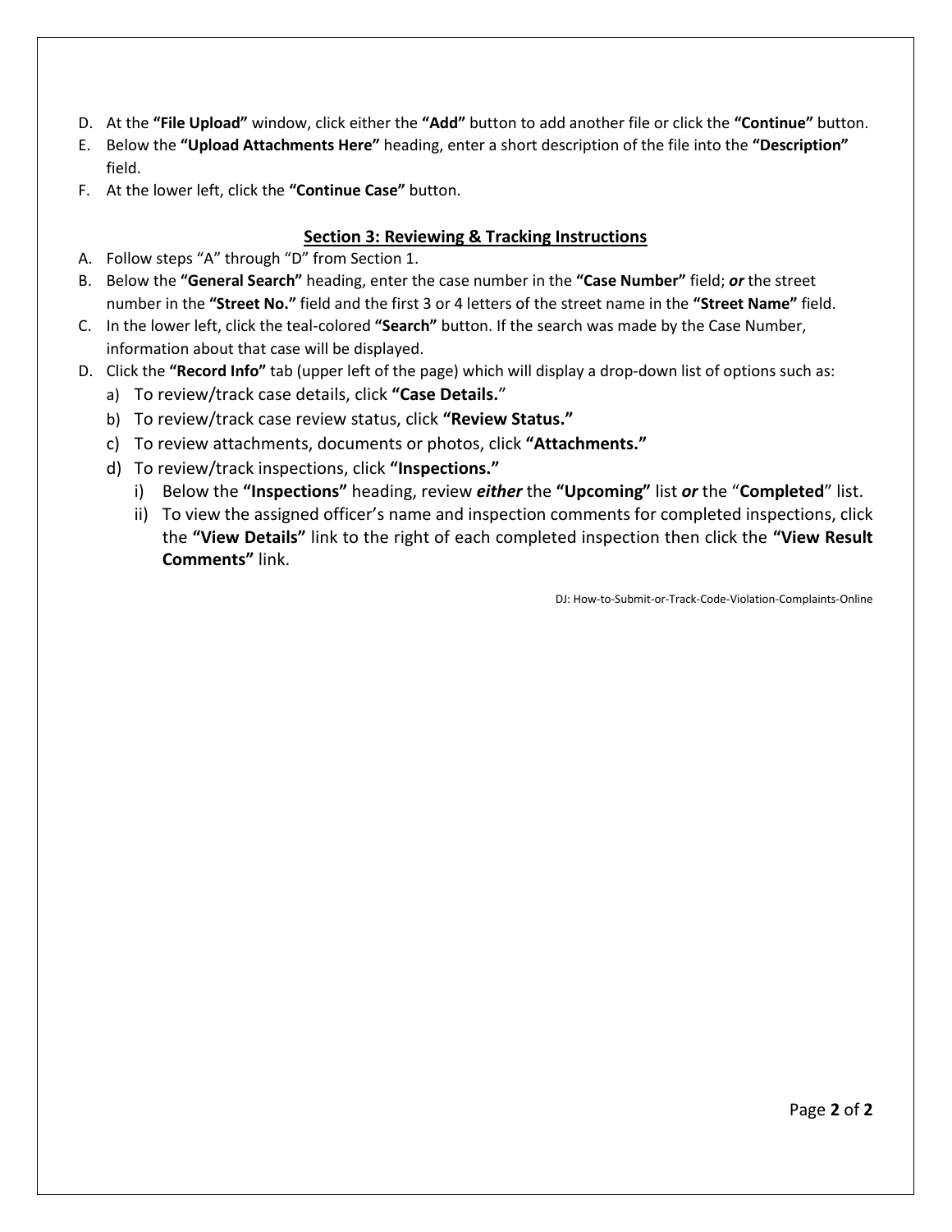D. At the **"File Upload"** window, click either the **"Add"** button to add another file or click the **"Continue"** button.
E. Below the **"Upload Attachments Here"** heading, enter a short description of the file into the **"Description"** field.
F. At the lower left, click the **"Continue Case"** button.

## Section 3: Reviewing & Tracking Instructions

A. Follow steps "A" through "D" from Section 1.
B. Below the **"General Search"** heading, enter the case number in the **"Case Number"** field; ***or*** the street number in the **"Street No."** field and the first 3 or 4 letters of the street name in the **"Street Name"** field.
C. In the lower left, click the teal-colored **"Search"** button. If the search was made by the Case Number, information about that case will be displayed.
D. Click the **"Record Info"** tab (upper left of the page) which will display a drop-down list of options such as:
   a) To review/track case details, click **"Case Details."**
   b) To review/track case review status, click **"Review Status."**
   c) To review attachments, documents or photos, click **"Attachments."**
   d) To review/track inspections, click **"Inspections."**
      i) Below the **"Inspections"** heading, review ***either*** the **"Upcoming"** list ***or*** the "**Completed**" list.
      ii) To view the assigned officer's name and inspection comments for completed inspections, click the **"View Details"** link to the right of each completed inspection then click the **"View Result Comments"** link.

DJ: How-to-Submit-or-Track-Code-Violation-Complaints-Online